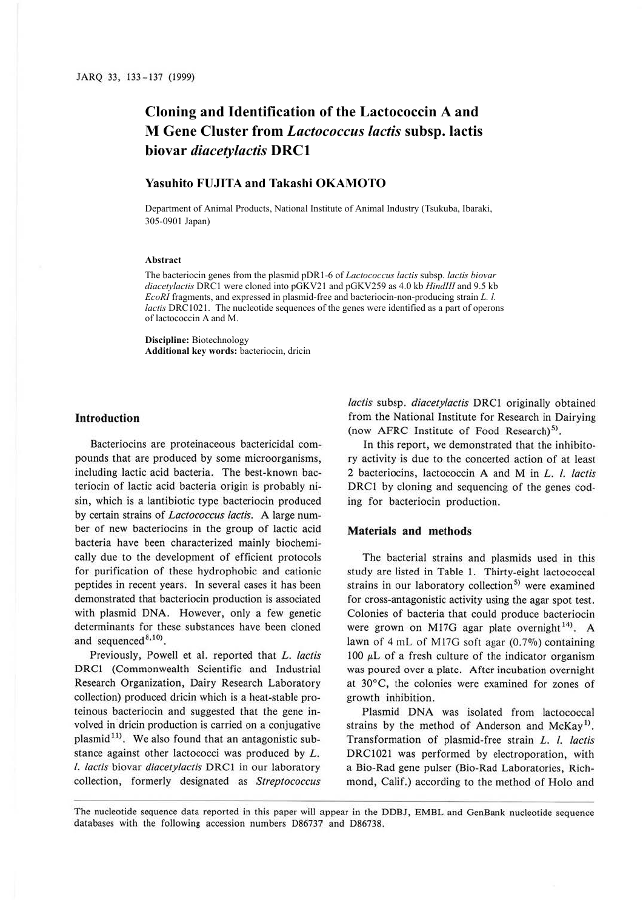# Cloning and Identification of the Lactococcin A and M Gene Cluster from *Lactococcus lactis* subsp. lactis biovar *diacetylactis* DRC1

**Yasuhito FUJITA and Takashi OKAMOTO**

Department of Animal Products, National Institute of Animal Industry (Tsukuba, Ibaraki, 305-0901 Japan)

### Abstract

The bacteriocin genes from the plasmid pDR1-6 of *Lactococcus lactis* subsp. *lactis biovar diacetylactis* DRC1 were cloned into pGKV21 and pGKV259 as 4.0 kb *HindIII* and 9.5 kb *EcoRI* fragments, and expressed in plasmid-free and bacteriocin-non-producing strain *L. l. lactis* DRC1021. The nucleotide sequences of the genes were identified as a part of operons of lactococcin A and M.

**Discipline:** Biotechnology
**Additional key words:** bacteriocin, dricin

## Introduction

Bacteriocins are proteinaceous bactericidal compounds that are produced by some microorganisms, including lactic acid bacteria. The best-known bacteriocin of lactic acid bacteria origin is probably nisin, which is a lantibiotic type bacteriocin produced by certain strains of *Lactococcus lactis*. A large number of new bacteriocins in the group of lactic acid bacteria have been characterized mainly biochemically due to the development of efficient protocols for purification of these hydrophobic and cationic peptides in recent years. In several cases it has been demonstrated that bacteriocin production is associated with plasmid DNA. However, only a few genetic determinants for these substances have been cloned and sequenced[8,10].

Previously, Powell et al. reported that *L. lactis* DRC1 (Commonwealth Scientific and Industrial Research Organization, Dairy Research Laboratory collection) produced dricin which is a heat-stable proteinous bacteriocin and suggested that the gene involved in dricin production is carried on a conjugative plasmid[11]. We also found that an antagonistic substance against other lactococci was produced by *L. l. lactis* biovar *diacetylactis* DRC1 in our laboratory collection, formerly designated as *Streptococcus lactis* subsp. *diacetylactis* DRC1 originally obtained from the National Institute for Research in Dairying (now AFRC Institute of Food Research)[5].

In this report, we demonstrated that the inhibitory activity is due to the concerted action of at least 2 bacteriocins, lactococcin A and M in *L. l. lactis* DRC1 by cloning and sequencing of the genes coding for bacteriocin production.

## Materials and methods

The bacterial strains and plasmids used in this study are listed in Table 1. Thirty-eight lactococcal strains in our laboratory collection[5] were examined for cross-antagonistic activity using the agar spot test. Colonies of bacteria that could produce bacteriocin were grown on M17G agar plate overnight[14]. A lawn of 4 mL of M17G soft agar (0.7%) containing 100 $\mu$L of a fresh culture of the indicator organism was poured over a plate. After incubation overnight at 30°C, the colonies were examined for zones of growth inhibition.

Plasmid DNA was isolated from lactococcal strains by the method of Anderson and McKay[1]. Transformation of plasmid-free strain *L. l. lactis* DRC1021 was performed by electroporation, with a Bio-Rad gene pulser (Bio-Rad Laboratories, Richmond, Calif.) according to the method of Holo and

The nucleotide sequence data reported in this paper will appear in the DDBJ, EMBL and GenBank nucleotide sequence databases with the following accession numbers D86737 and D86738.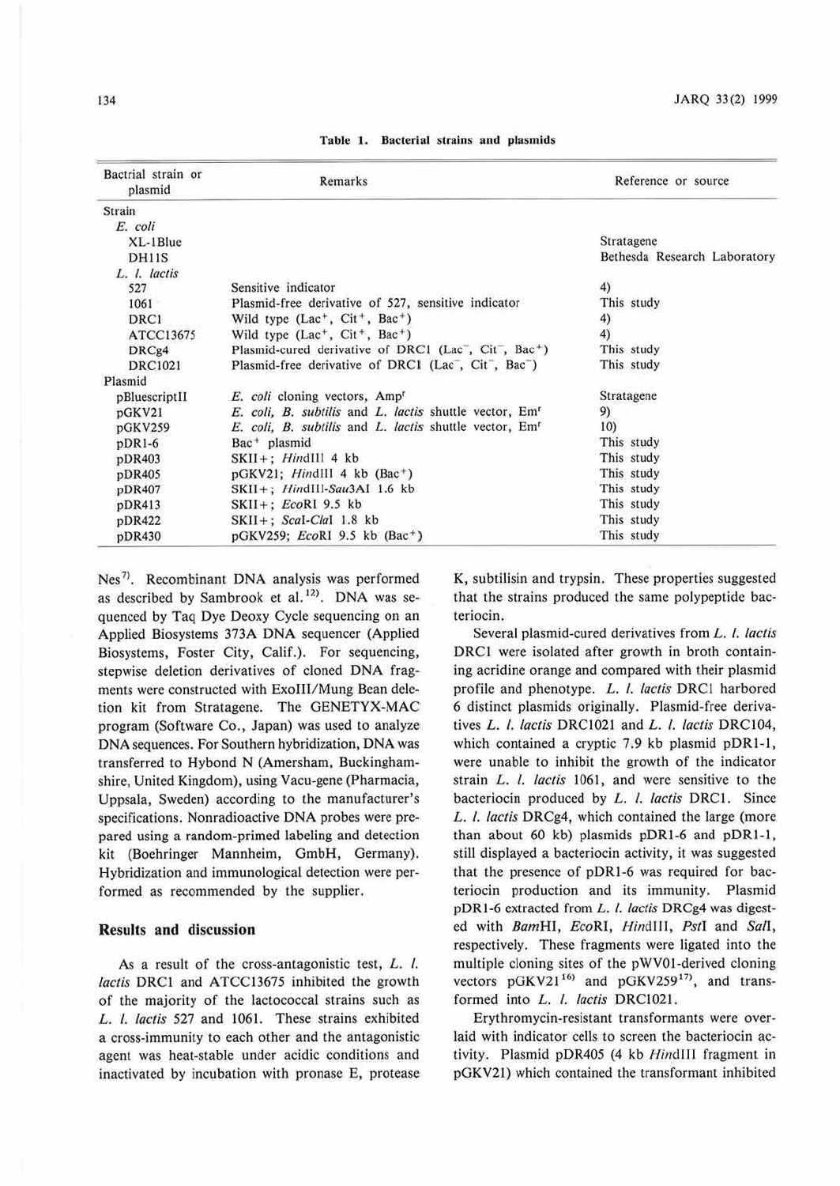**Table 1. Bacterial strains and plasmids**

| Bactrial strain or plasmid | Remarks | Reference or source |
|---|---|---|
| Strain | | |
| *E. coli* | | |
| XL-1Blue | | Stratagene |
| DH11S | | Bethesda Research Laboratory |
| *L. l. lactis* | | |
| 527 | Sensitive indicator | 4) |
| 1061 | Plasmid-free derivative of 527, sensitive indicator | This study |
| DRC1 | Wild type ($Lac^+$, $Cit^+$, $Bac^+$) | 4) |
| ATCC13675 | Wild type ($Lac^+$, $Cit^+$, $Bac^+$) | 4) |
| DRCg4 | Plasmid-cured derivative of DRC1 ($Lac^-$, $Cit^-$, $Bac^+$) | This study |
| DRC1021 | Plasmid-free derivative of DRC1 ($Lac^-$, $Cit^-$, $Bac^-$) | This study |
| Plasmid | | |
| pBluescriptII | *E. coli* cloning vectors, $Amp^r$ | Stratagene |
| pGKV21 | *E. coli*, *B. subtilis* and *L. lactis* shuttle vector, $Em^r$ | 9) |
| pGKV259 | *E. coli*, *B. subtilis* and *L. lactis* shuttle vector, $Em^r$ | 10) |
| pDR1-6 | $Bac^+$ plasmid | This study |
| pDR403 | SKII+; *Hin*dIII 4 kb | This study |
| pDR405 | pGKV21; *Hin*dIII 4 kb ($Bac^+$) | This study |
| pDR407 | SKII+; *Hin*dIII-*Sau*3AI 1.6 kb | This study |
| pDR413 | SKII+; *Eco*RI 9.5 kb | This study |
| pDR422 | SKII+; *Sca*I-*Cla*I 1.8 kb | This study |
| pDR430 | pGKV259; *Eco*RI 9.5 kb ($Bac^+$) | This study |

Nes[7]. Recombinant DNA analysis was performed as described by Sambrook et al.[12]. DNA was sequenced by Taq Dye Deoxy Cycle sequencing on an Applied Biosystems 373A DNA sequencer (Applied Biosystems, Foster City, Calif.). For sequencing, stepwise deletion derivatives of cloned DNA fragments were constructed with ExoIII/Mung Bean deletion kit from Stratagene. The GENETYX-MAC program (Software Co., Japan) was used to analyze DNA sequences. For Southern hybridization, DNA was transferred to Hybond N (Amersham, Buckinghamshire, United Kingdom), using Vacu-gene (Pharmacia, Uppsala, Sweden) according to the manufacturer's specifications. Nonradioactive DNA probes were prepared using a random-primed labeling and detection kit (Boehringer Mannheim, GmbH, Germany). Hybridization and immunological detection were performed as recommended by the supplier.

## Results and discussion

As a result of the cross-antagonistic test, *L. l. lactis* DRC1 and ATCC13675 inhibited the growth of the majority of the lactococcal strains such as *L. l. lactis* 527 and 1061. These strains exhibited a cross-immunity to each other and the antagonistic agent was heat-stable under acidic conditions and inactivated by incubation with pronase E, protease K, subtilisin and trypsin. These properties suggested that the strains produced the same polypeptide bacteriocin.

Several plasmid-cured derivatives from *L. l. lactis* DRC1 were isolated after growth in broth containing acridine orange and compared with their plasmid profile and phenotype. *L. l. lactis* DRC1 harbored 6 distinct plasmids originally. Plasmid-free derivatives *L. l. lactis* DRC1021 and *L. l. lactis* DRC104, which contained a cryptic 7.9 kb plasmid pDR1-1, were unable to inhibit the growth of the indicator strain *L. l. lactis* 1061, and were sensitive to the bacteriocin produced by *L. l. lactis* DRC1. Since *L. l. lactis* DRCg4, which contained the large (more than about 60 kb) plasmids pDR1-6 and pDR1-1, still displayed a bacteriocin activity, it was suggested that the presence of pDR1-6 was required for bacteriocin production and its immunity. Plasmid pDR1-6 extracted from *L. l. lactis* DRCg4 was digested with *Bam*HI, *Eco*RI, *Hin*dIII, *Pst*I and *Sal*I, respectively. These fragments were ligated into the multiple cloning sites of the pWV01-derived cloning vectors pGKV21[16] and pGKV259[17], and transformed into *L. l. lactis* DRC1021.

Erythromycin-resistant transformants were overlaid with indicator cells to screen the bacteriocin activity. Plasmid pDR405 (4 kb *Hin*dIII fragment in pGKV21) which contained the transformant inhibited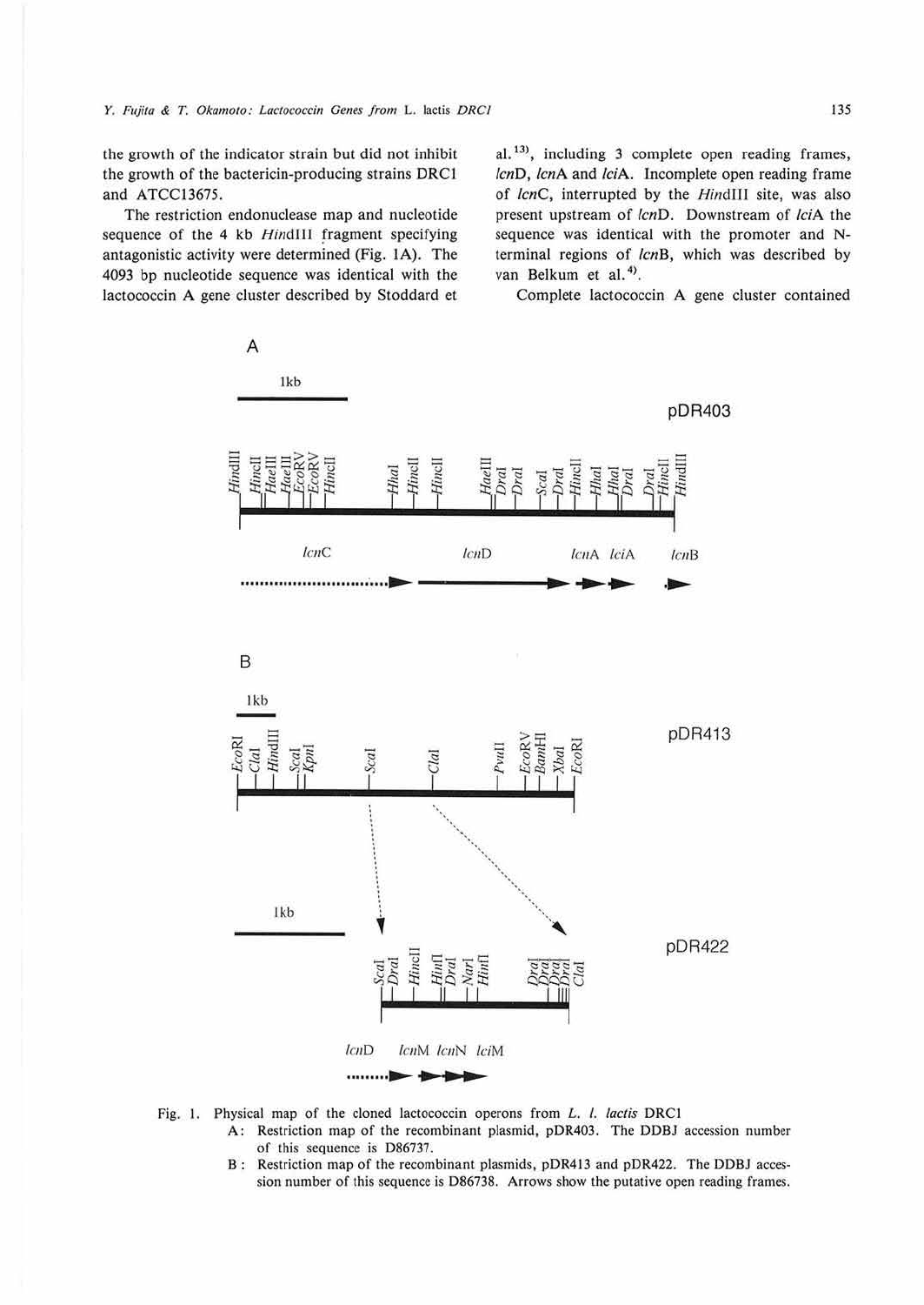the growth of the indicator strain but did not inhibit the growth of the bactericin-producing strains DRC1 and ATCC13675.

The restriction endonuclease map and nucleotide sequence of the 4 kb *Hin*dIII fragment specifying antagonistic activity were determined (Fig. 1A). The 4093 bp nucleotide sequence was identical with the lactococcin A gene cluster described by Stoddard et al.[13], including 3 complete open reading frames, *lcn*D, *lcn*A and *lci*A. Incomplete open reading frame of *lcn*C, interrupted by the *Hin*dIII site, was also present upstream of *lcn*D. Downstream of *lci*A the sequence was identical with the promoter and N-terminal regions of *lcn*B, which was described by van Belkum et al.[4].

Complete lactococcin A gene cluster contained

Fig. 1. Physical map of the cloned lactococcin operons from *L. l. lactis* DRC1

A: Restriction map of the recombinant plasmid, pDR403. The DDBJ accession number of this sequence is D86737.

B: Restriction map of the recombinant plasmids, pDR413 and pDR422. The DDBJ accession number of this sequence is D86738. Arrows show the putative open reading frames.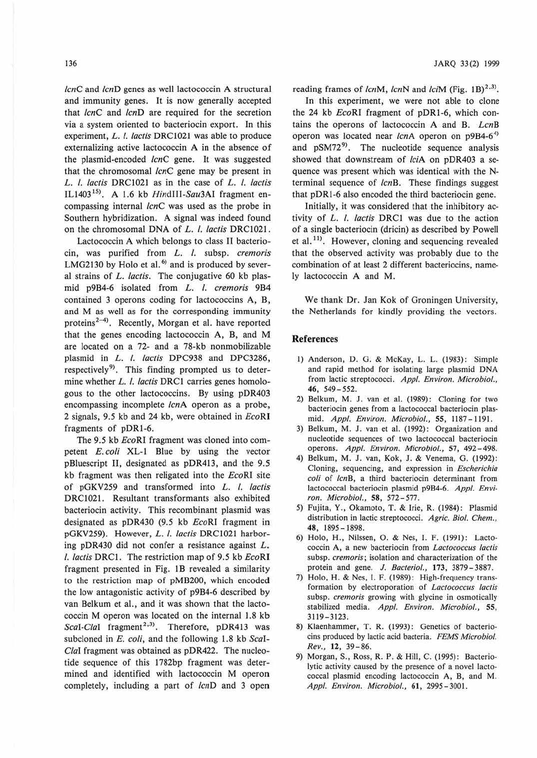*lcn*C and *lcn*D genes as well lactococcin A structural and immunity genes. It is now generally accepted that *lcn*C and *lcn*D are required for the secretion via a system oriented to bacteriocin export. In this experiment, *L. l. lactis* DRC1021 was able to produce externalizing active lactococcin A in the absence of the plasmid-encoded *lcn*C gene. It was suggested that the chromosomal *lcn*C gene may be present in *L. l. lactis* DRC1021 as in the case of *L. l. lactis* IL1403[15]. A 1.6 kb *Hin*dIII-*Sau*3AI fragment encompassing internal *lcn*C was used as the probe in Southern hybridization. A signal was indeed found on the chromosomal DNA of *L. l. lactis* DRC1021.

Lactococcin A which belongs to class II bacteriocin, was purified from *L. l.* subsp. *cremoris* LMG2130 by Holo et al.[6] and is produced by several strains of *L. lactis*. The conjugative 60 kb plasmid p9B4-6 isolated from *L. l. cremoris* 9B4 contained 3 operons coding for lactococcins A, B, and M as well as for the corresponding immunity proteins[2–4]. Recently, Morgan et al. have reported that the genes encoding lactococcin A, B, and M are located on a 72- and a 78-kb nonmobilizable plasmid in *L. l. lactis* DPC938 and DPC3286, respectively[9]. This finding prompted us to determine whether *L. l. lactis* DRC1 carries genes homologous to the other lactococcins. By using pDR403 encompassing incomplete *lcn*A operon as a probe, 2 signals, 9.5 kb and 24 kb, were obtained in *Eco*RI fragments of pDR1-6.

The 9.5 kb *Eco*RI fragment was cloned into competent *E. coli* XL-1 Blue by using the vector pBluescript II, designated as pDR413, and the 9.5 kb fragment was then religated into the *Eco*RI site of pGKV259 and transformed into *L. l. lactis* DRC1021. Resultant transformants also exhibited bacteriocin activity. This recombinant plasmid was designated as pDR430 (9.5 kb *Eco*RI fragment in pGKV259). However, *L. l. lactis* DRC1021 harboring pDR430 did not confer a resistance against *L. l. lactis* DRC1. The restriction map of 9.5 kb *Eco*RI fragment presented in Fig. 1B revealed a similarity to the restriction map of pMB200, which encoded the low antagonistic activity of p9B4-6 described by van Belkum et al., and it was shown that the lactococcin M operon was located on the internal 1.8 kb *Sca*I-*Cla*I fragment[2,3]. Therefore, pDR413 was subcloned in *E. coli*, and the following 1.8 kb *Sca*I-*Cla*I fragment was obtained as pDR422. The nucleotide sequence of this 1782bp fragment was determined and identified with lactococcin M operon completely, including a part of *lcn*D and 3 open reading frames of *lcn*M, *lcn*N and *lci*M (Fig. 1B)[2,3].

In this experiment, we were not able to clone the 24 kb *Eco*RI fragment of pDR1-6, which contains the operons of lactococcin A and B. *LcnB* operon was located near *lcn*A operon on p9B4-6[4] and pSM72[9]. The nucleotide sequence analysis showed that downstream of *lci*A on pDR403 a sequence was present which was identical with the N-terminal sequence of *lcn*B. These findings suggest that pDR1-6 also encoded the third bacteriocin gene.

Initially, it was considered that the inhibitory activity of *L. l. lactis* DRC1 was due to the action of a single bacteriocin (dricin) as described by Powell et al.[11]. However, cloning and sequencing revealed that the observed activity was probably due to the combination of at least 2 different bacteriocins, namely lactococcin A and M.

We thank Dr. Jan Kok of Groningen University, the Netherlands for kindly providing the vectors.

## References

1) Anderson, D. G. & McKay, L. L. (1983): Simple and rapid method for isolating large plasmid DNA from lactic streptococci. *Appl. Environ. Microbiol.*, **46**, 549–552.
2) Belkum, M. J. van et al. (1989): Cloning for two bacteriocin genes from a lactococcal bacteriocin plasmid. *Appl. Environ. Microbiol.*, **55**, 1187–1191.
3) Belkum, M. J. van et al. (1992): Organization and nucleotide sequences of two lactococcal bacteriocin operons. *Appl. Environ. Microbiol.*, **57**, 492–498.
4) Belkum, M. J. van, Kok, J. & Venema, G. (1992): Cloning, sequencing, and expression in *Escherichia coli* of *lcn*B, a third bacteriocin determinant from lactococcal bacteriocin plasmid p9B4-6. *Appl. Environ. Microbiol.*, **58**, 572–577.
5) Fujita, Y., Okamoto, T. & Irie, R. (1984): Plasmid distribution in lactic streptococci. *Agric. Biol. Chem.*, **48**, 1895–1898.
6) Holo, H., Nilssen, O. & Nes, I. F. (1991): Lactococcin A, a new bacteriocin from *Lactococcus lactis* subsp. *cremoris*; isolation and characterization of the protein and gene. *J. Bacteriol.*, **173**, 3879–3887.
7) Holo, H. & Nes, I. F. (1989): High-frequency transformation by electroporation of *Lactococcus lactis* subsp. *cremoris* growing with glycine in osmotically stabilized media. *Appl. Environ. Microbiol.*, **55**, 3119–3123.
8) Klaenhammer, T. R. (1993): Genetics of bacteriocins produced by lactic acid bacteria. *FEMS Microbiol. Rev.*, **12**, 39–86.
9) Morgan, S., Ross, R. P. & Hill, C. (1995): Bacteriolytic activity caused by the presence of a novel lactococcal plasmid encoding lactococcin A, B, and M. *Appl. Environ. Microbiol.*, **61**, 2995–3001.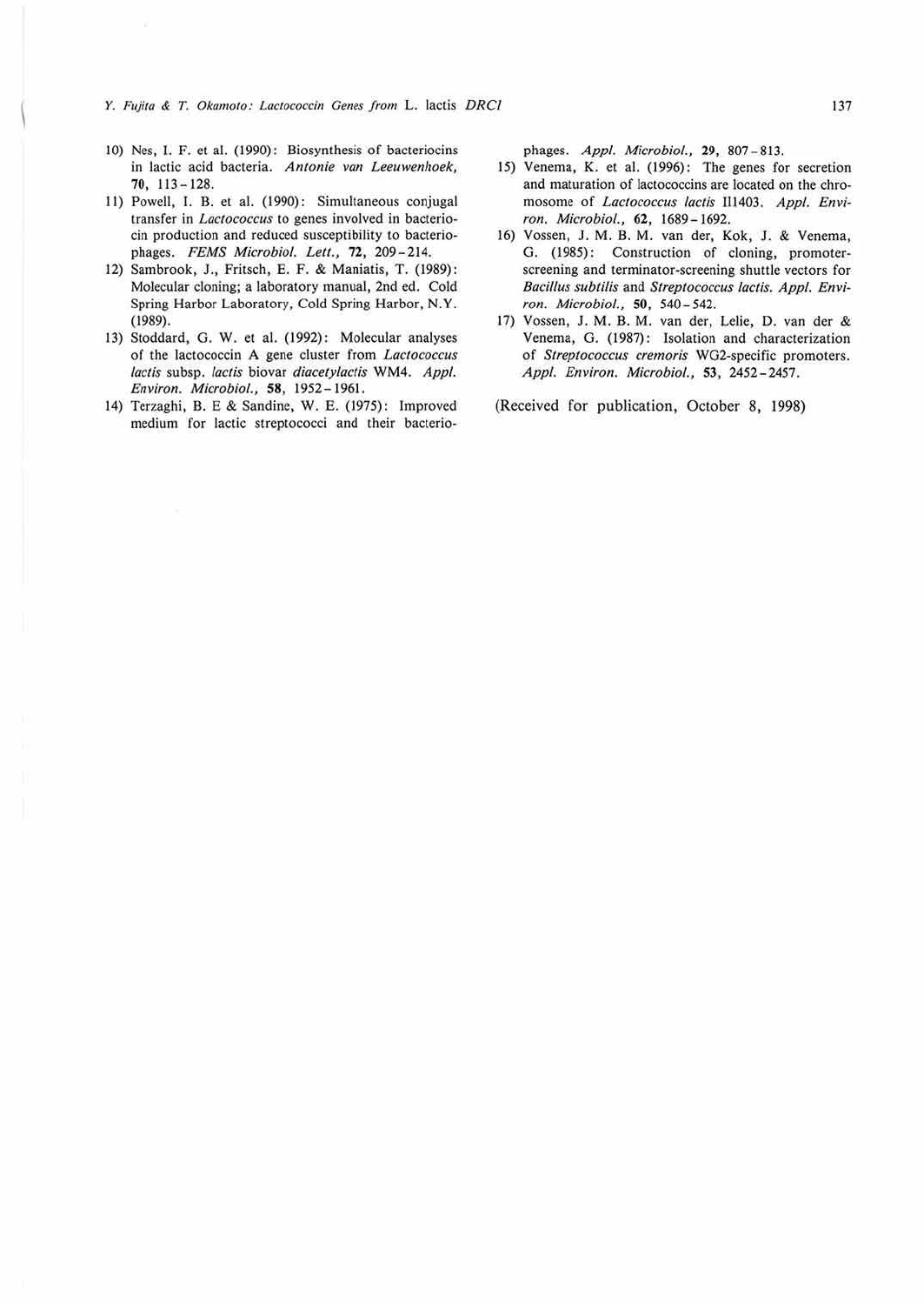10) Nes, I. F. et al. (1990): Biosynthesis of bacteriocins in lactic acid bacteria. *Antonie van Leeuwenhoek*, **70**, 113–128.
11) Powell, I. B. et al. (1990): Simultaneous conjugal transfer in *Lactococcus* to genes involved in bacteriocin production and reduced susceptibility to bacteriophages. *FEMS Microbiol. Lett.*, **72**, 209–214.
12) Sambrook, J., Fritsch, E. F. & Maniatis, T. (1989): Molecular cloning; a laboratory manual, 2nd ed. Cold Spring Harbor Laboratory, Cold Spring Harbor, N.Y. (1989).
13) Stoddard, G. W. et al. (1992): Molecular analyses of the lactococcin A gene cluster from *Lactococcus lactis* subsp. *lactis* biovar *diacetylactis* WM4. *Appl. Environ. Microbiol.*, **58**, 1952–1961.
14) Terzaghi, B. E & Sandine, W. E. (1975): Improved medium for lactic streptococci and their bacteriophages. *Appl. Microbiol.*, **29**, 807–813.
15) Venema, K. et al. (1996): The genes for secretion and maturation of lactococcins are located on the chromosome of *Lactococcus lactis* Il1403. *Appl. Environ. Microbiol.*, **62**, 1689–1692.
16) Vossen, J. M. B. M. van der, Kok, J. & Venema, G. (1985): Construction of cloning, promoter-screening and terminator-screening shuttle vectors for *Bacillus subtilis* and *Streptococcus lactis*. *Appl. Environ. Microbiol.*, **50**, 540–542.
17) Vossen, J. M. B. M. van der, Lelie, D. van der & Venema, G. (1987): Isolation and characterization of *Streptococcus cremoris* WG2-specific promoters. *Appl. Environ. Microbiol.*, **53**, 2452–2457.

(Received for publication, October 8, 1998)